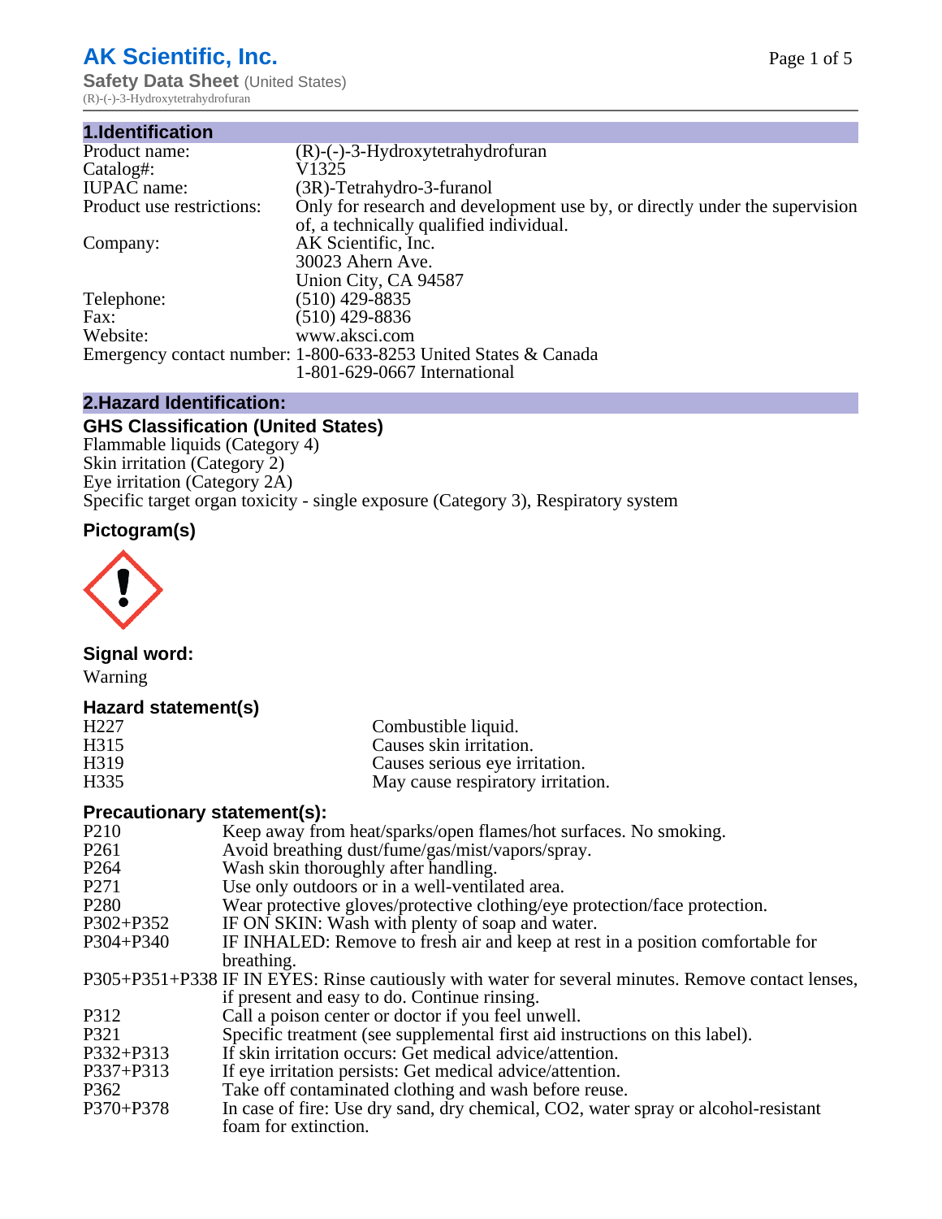# AK Scientific, Inc.

**Safety Data Sheet** (United States)

(R)-(-)-3-Hydroxytetrahydrofuran

## 1.Identification

| | |
|---|---|
| Product name: | (R)-(-)-3-Hydroxytetrahydrofuran |
| Catalog#: | V1325 |
| IUPAC name: | (3R)-Tetrahydro-3-furanol |
| Product use restrictions: | Only for research and development use by, or directly under the supervision of, a technically qualified individual. |
| Company: | AK Scientific, Inc.<br>30023 Ahern Ave.<br>Union City, CA 94587 |
| Telephone: | (510) 429-8835 |
| Fax: | (510) 429-8836 |
| Website: | www.aksci.com |
| Emergency contact number: | 1-800-633-8253 United States & Canada<br>1-801-629-0667 International |

## 2.Hazard Identification:

### GHS Classification (United States)

Flammable liquids (Category 4)
Skin irritation (Category 2)
Eye irritation (Category 2A)
Specific target organ toxicity - single exposure (Category 3), Respiratory system

### Pictogram(s)

### Signal word:

Warning

### Hazard statement(s)

| | |
|---|---|
| H227 | Combustible liquid. |
| H315 | Causes skin irritation. |
| H319 | Causes serious eye irritation. |
| H335 | May cause respiratory irritation. |

### Precautionary statement(s):

| | |
|---|---|
| P210 | Keep away from heat/sparks/open flames/hot surfaces. No smoking. |
| P261 | Avoid breathing dust/fume/gas/mist/vapors/spray. |
| P264 | Wash skin thoroughly after handling. |
| P271 | Use only outdoors or in a well-ventilated area. |
| P280 | Wear protective gloves/protective clothing/eye protection/face protection. |
| P302+P352 | IF ON SKIN: Wash with plenty of soap and water. |
| P304+P340 | IF INHALED: Remove to fresh air and keep at rest in a position comfortable for breathing. |
| P305+P351+P338 | IF IN EYES: Rinse cautiously with water for several minutes. Remove contact lenses, if present and easy to do. Continue rinsing. |
| P312 | Call a poison center or doctor if you feel unwell. |
| P321 | Specific treatment (see supplemental first aid instructions on this label). |
| P332+P313 | If skin irritation occurs: Get medical advice/attention. |
| P337+P313 | If eye irritation persists: Get medical advice/attention. |
| P362 | Take off contaminated clothing and wash before reuse. |
| P370+P378 | In case of fire: Use dry sand, dry chemical, CO2, water spray or alcohol-resistant foam for extinction. |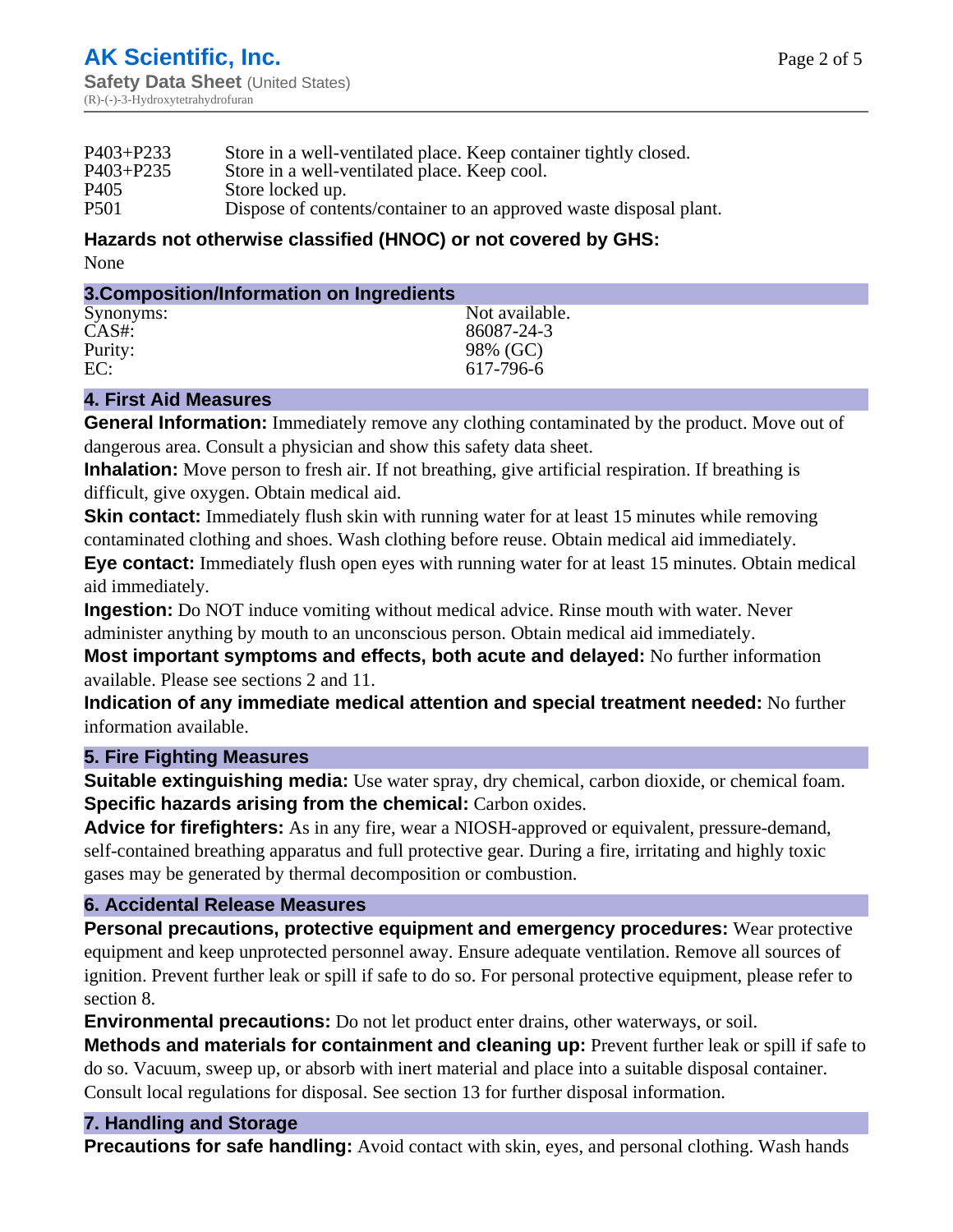| | |
|---|---|
| P403+P233 | Store in a well-ventilated place. Keep container tightly closed. |
| P403+P235 | Store in a well-ventilated place. Keep cool. |
| P405 | Store locked up. |
| P501 | Dispose of contents/container to an approved waste disposal plant. |

**Hazards not otherwise classified (HNOC) or not covered by GHS:**

None

## 3.Composition/Information on Ingredients

| | |
|---|---|
| Synonyms: | Not available. |
| CAS#: | 86087-24-3 |
| Purity: | 98% (GC) |
| EC: | 617-796-6 |

## 4. First Aid Measures

**General Information:** Immediately remove any clothing contaminated by the product. Move out of dangerous area. Consult a physician and show this safety data sheet.

**Inhalation:** Move person to fresh air. If not breathing, give artificial respiration. If breathing is difficult, give oxygen. Obtain medical aid.

**Skin contact:** Immediately flush skin with running water for at least 15 minutes while removing contaminated clothing and shoes. Wash clothing before reuse. Obtain medical aid immediately.

**Eye contact:** Immediately flush open eyes with running water for at least 15 minutes. Obtain medical aid immediately.

**Ingestion:** Do NOT induce vomiting without medical advice. Rinse mouth with water. Never administer anything by mouth to an unconscious person. Obtain medical aid immediately.

**Most important symptoms and effects, both acute and delayed:** No further information available. Please see sections 2 and 11.

**Indication of any immediate medical attention and special treatment needed:** No further information available.

## 5. Fire Fighting Measures

**Suitable extinguishing media:** Use water spray, dry chemical, carbon dioxide, or chemical foam.

**Specific hazards arising from the chemical:** Carbon oxides.

**Advice for firefighters:** As in any fire, wear a NIOSH-approved or equivalent, pressure-demand, self-contained breathing apparatus and full protective gear. During a fire, irritating and highly toxic gases may be generated by thermal decomposition or combustion.

## 6. Accidental Release Measures

**Personal precautions, protective equipment and emergency procedures:** Wear protective equipment and keep unprotected personnel away. Ensure adequate ventilation. Remove all sources of ignition. Prevent further leak or spill if safe to do so. For personal protective equipment, please refer to section 8.

**Environmental precautions:** Do not let product enter drains, other waterways, or soil.

**Methods and materials for containment and cleaning up:** Prevent further leak or spill if safe to do so. Vacuum, sweep up, or absorb with inert material and place into a suitable disposal container. Consult local regulations for disposal. See section 13 for further disposal information.

## 7. Handling and Storage

**Precautions for safe handling:** Avoid contact with skin, eyes, and personal clothing. Wash hands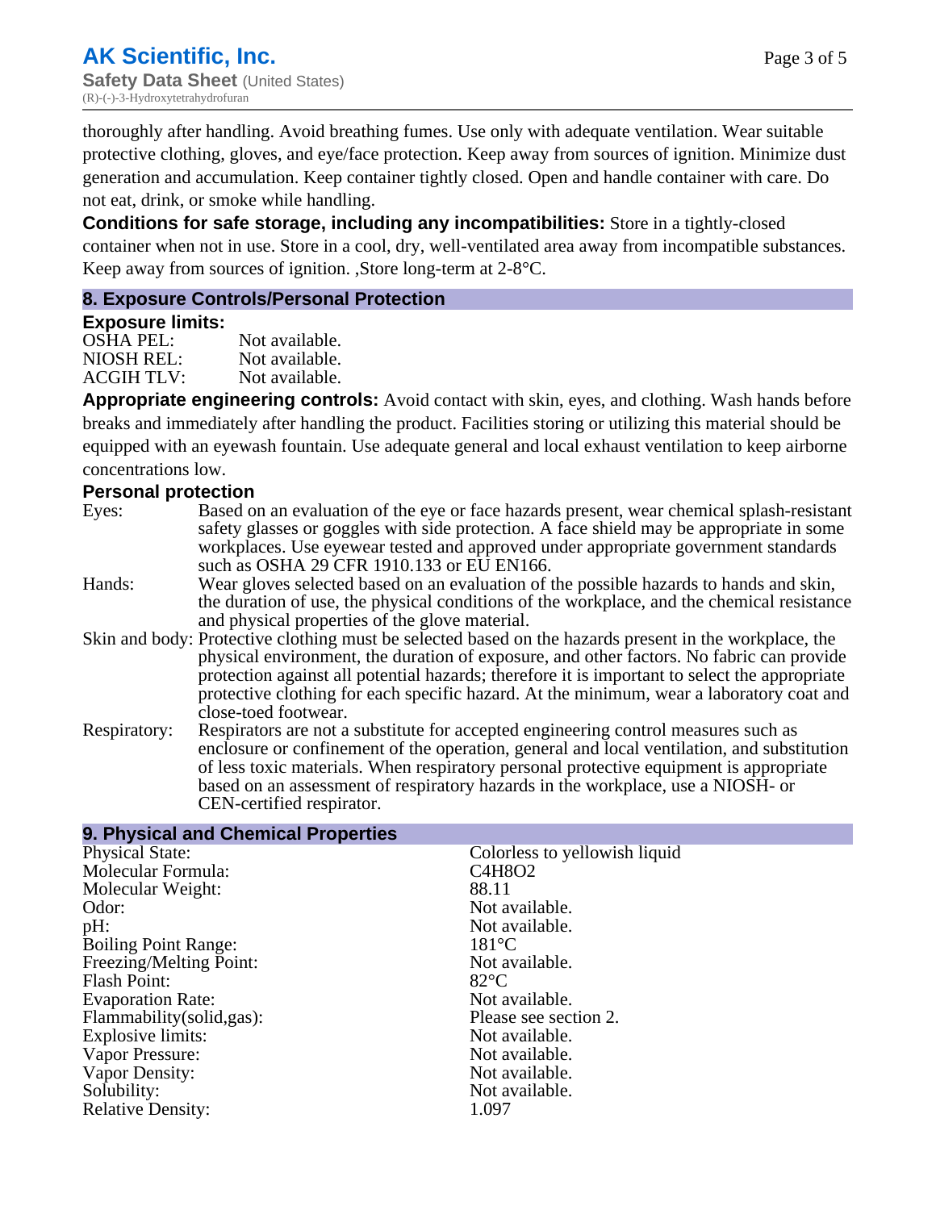thoroughly after handling. Avoid breathing fumes. Use only with adequate ventilation. Wear suitable protective clothing, gloves, and eye/face protection. Keep away from sources of ignition. Minimize dust generation and accumulation. Keep container tightly closed. Open and handle container with care. Do not eat, drink, or smoke while handling.

**Conditions for safe storage, including any incompatibilities:** Store in a tightly-closed container when not in use. Store in a cool, dry, well-ventilated area away from incompatible substances. Keep away from sources of ignition. ,Store long-term at 2-8°C.

## 8. Exposure Controls/Personal Protection

### Exposure limits:

| | |
|---|---|
| OSHA PEL: | Not available. |
| NIOSH REL: | Not available. |
| ACGIH TLV: | Not available. |

**Appropriate engineering controls:** Avoid contact with skin, eyes, and clothing. Wash hands before breaks and immediately after handling the product. Facilities storing or utilizing this material should be equipped with an eyewash fountain. Use adequate general and local exhaust ventilation to keep airborne concentrations low.

### Personal protection

| | |
|---|---|
| Eyes: | Based on an evaluation of the eye or face hazards present, wear chemical splash-resistant safety glasses or goggles with side protection. A face shield may be appropriate in some workplaces. Use eyewear tested and approved under appropriate government standards such as OSHA 29 CFR 1910.133 or EU EN166. |
| Hands: | Wear gloves selected based on an evaluation of the possible hazards to hands and skin, the duration of use, the physical conditions of the workplace, and the chemical resistance and physical properties of the glove material. |
| Skin and body: | Protective clothing must be selected based on the hazards present in the workplace, the physical environment, the duration of exposure, and other factors. No fabric can provide protection against all potential hazards; therefore it is important to select the appropriate protective clothing for each specific hazard. At the minimum, wear a laboratory coat and close-toed footwear. |
| Respiratory: | Respirators are not a substitute for accepted engineering control measures such as enclosure or confinement of the operation, general and local ventilation, and substitution of less toxic materials. When respiratory personal protective equipment is appropriate based on an assessment of respiratory hazards in the workplace, use a NIOSH- or CEN-certified respirator. |

## 9. Physical and Chemical Properties

| | |
|---|---|
| Physical State: | Colorless to yellowish liquid |
| Molecular Formula: | C4H8O2 |
| Molecular Weight: | 88.11 |
| Odor: | Not available. |
| pH: | Not available. |
| Boiling Point Range: | 181°C |
| Freezing/Melting Point: | Not available. |
| Flash Point: | 82°C |
| Evaporation Rate: | Not available. |
| Flammability(solid,gas): | Please see section 2. |
| Explosive limits: | Not available. |
| Vapor Pressure: | Not available. |
| Vapor Density: | Not available. |
| Solubility: | Not available. |
| Relative Density: | 1.097 |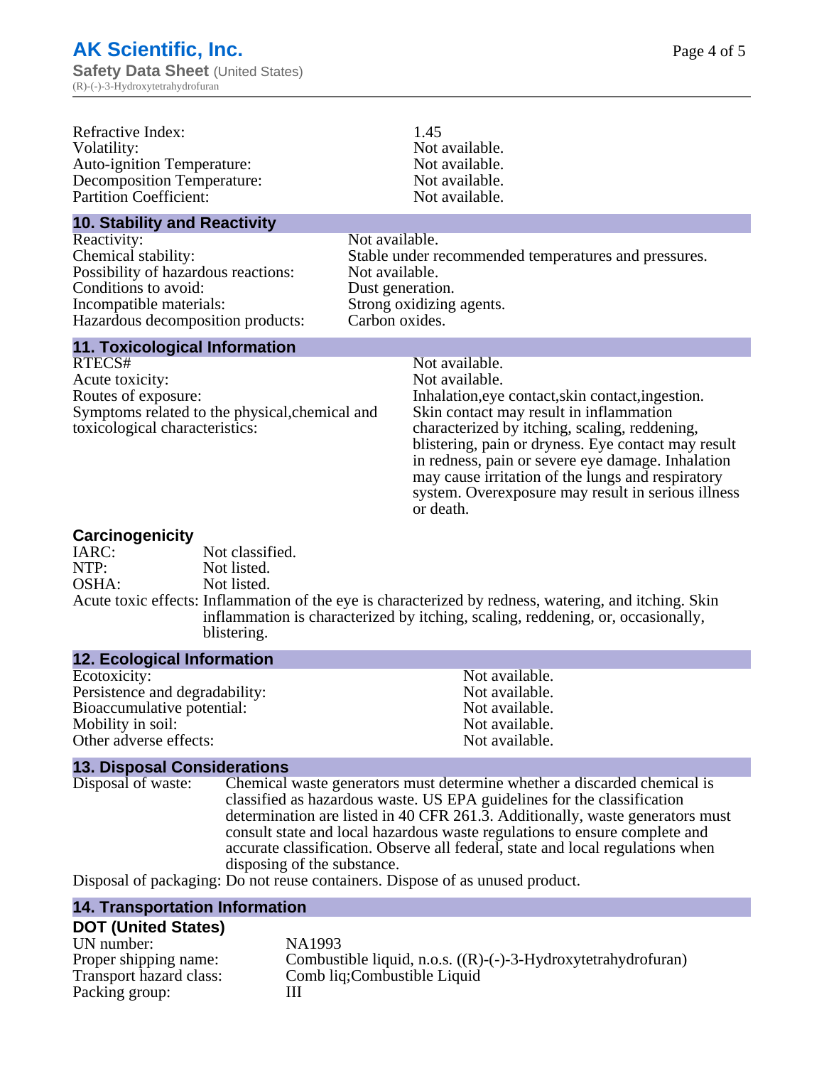| | |
|---|---|
| Refractive Index: | 1.45 |
| Volatility: | Not available. |
| Auto-ignition Temperature: | Not available. |
| Decomposition Temperature: | Not available. |
| Partition Coefficient: | Not available. |

## 10. Stability and Reactivity

| | |
|---|---|
| Reactivity: | Not available. |
| Chemical stability: | Stable under recommended temperatures and pressures. |
| Possibility of hazardous reactions: | Not available. |
| Conditions to avoid: | Dust generation. |
| Incompatible materials: | Strong oxidizing agents. |
| Hazardous decomposition products: | Carbon oxides. |

## 11. Toxicological Information

| | |
|---|---|
| RTECS# | Not available. |
| Acute toxicity: | Not available. |
| Routes of exposure: | Inhalation,eye contact,skin contact,ingestion. |
| Symptoms related to the physical,chemical and toxicological characteristics: | Skin contact may result in inflammation characterized by itching, scaling, reddening, blistering, pain or dryness. Eye contact may result in redness, pain or severe eye damage. Inhalation may cause irritation of the lungs and respiratory system. Overexposure may result in serious illness or death. |

### Carcinogenicity

| | |
|---|---|
| IARC: | Not classified. |
| NTP: | Not listed. |
| OSHA: | Not listed. |
| Acute toxic effects: | Inflammation of the eye is characterized by redness, watering, and itching. Skin inflammation is characterized by itching, scaling, reddening, or, occasionally, blistering. |

## 12. Ecological Information

| | |
|---|---|
| Ecotoxicity: | Not available. |
| Persistence and degradability: | Not available. |
| Bioaccumulative potential: | Not available. |
| Mobility in soil: | Not available. |
| Other adverse effects: | Not available. |

## 13. Disposal Considerations

Disposal of waste: Chemical waste generators must determine whether a discarded chemical is classified as hazardous waste. US EPA guidelines for the classification determination are listed in 40 CFR 261.3. Additionally, waste generators must consult state and local hazardous waste regulations to ensure complete and accurate classification. Observe all federal, state and local regulations when disposing of the substance.

Disposal of packaging: Do not reuse containers. Dispose of as unused product.

## 14. Transportation Information

### DOT (United States)

| | |
|---|---|
| UN number: | NA1993 |
| Proper shipping name: | Combustible liquid, n.o.s. ((R)-(-)-3-Hydroxytetrahydrofuran) |
| Transport hazard class: | Comb liq;Combustible Liquid |
| Packing group: | III |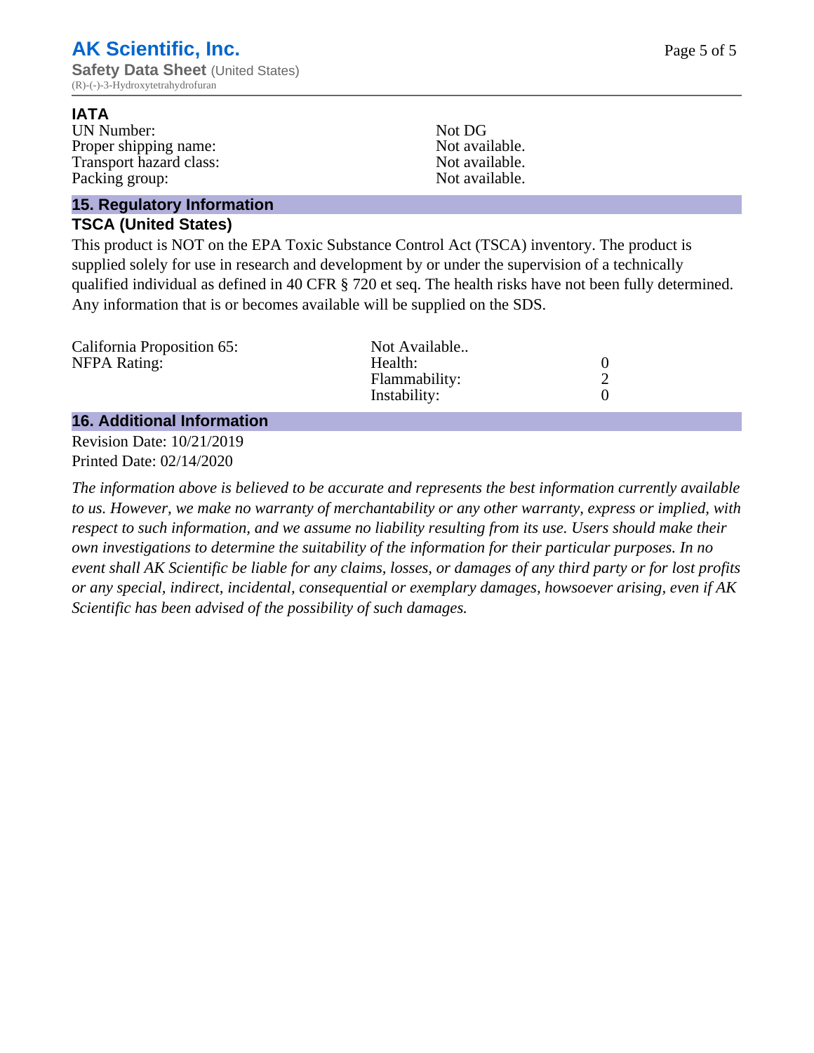### IATA

| | |
|---|---|
| UN Number: | Not DG |
| Proper shipping name: | Not available. |
| Transport hazard class: | Not available. |
| Packing group: | Not available. |

## 15. Regulatory Information

### TSCA (United States)

This product is NOT on the EPA Toxic Substance Control Act (TSCA) inventory. The product is supplied solely for use in research and development by or under the supervision of a technically qualified individual as defined in 40 CFR § 720 et seq. The health risks have not been fully determined. Any information that is or becomes available will be supplied on the SDS.

| | | |
|---|---|---|
| California Proposition 65: | Not Available.. | |
| NFPA Rating: | Health: | 0 |
| | Flammability: | 2 |
| | Instability: | 0 |

## 16. Additional Information

Revision Date: 10/21/2019

Printed Date: 02/14/2020

*The information above is believed to be accurate and represents the best information currently available to us. However, we make no warranty of merchantability or any other warranty, express or implied, with respect to such information, and we assume no liability resulting from its use. Users should make their own investigations to determine the suitability of the information for their particular purposes. In no event shall AK Scientific be liable for any claims, losses, or damages of any third party or for lost profits or any special, indirect, incidental, consequential or exemplary damages, howsoever arising, even if AK Scientific has been advised of the possibility of such damages.*